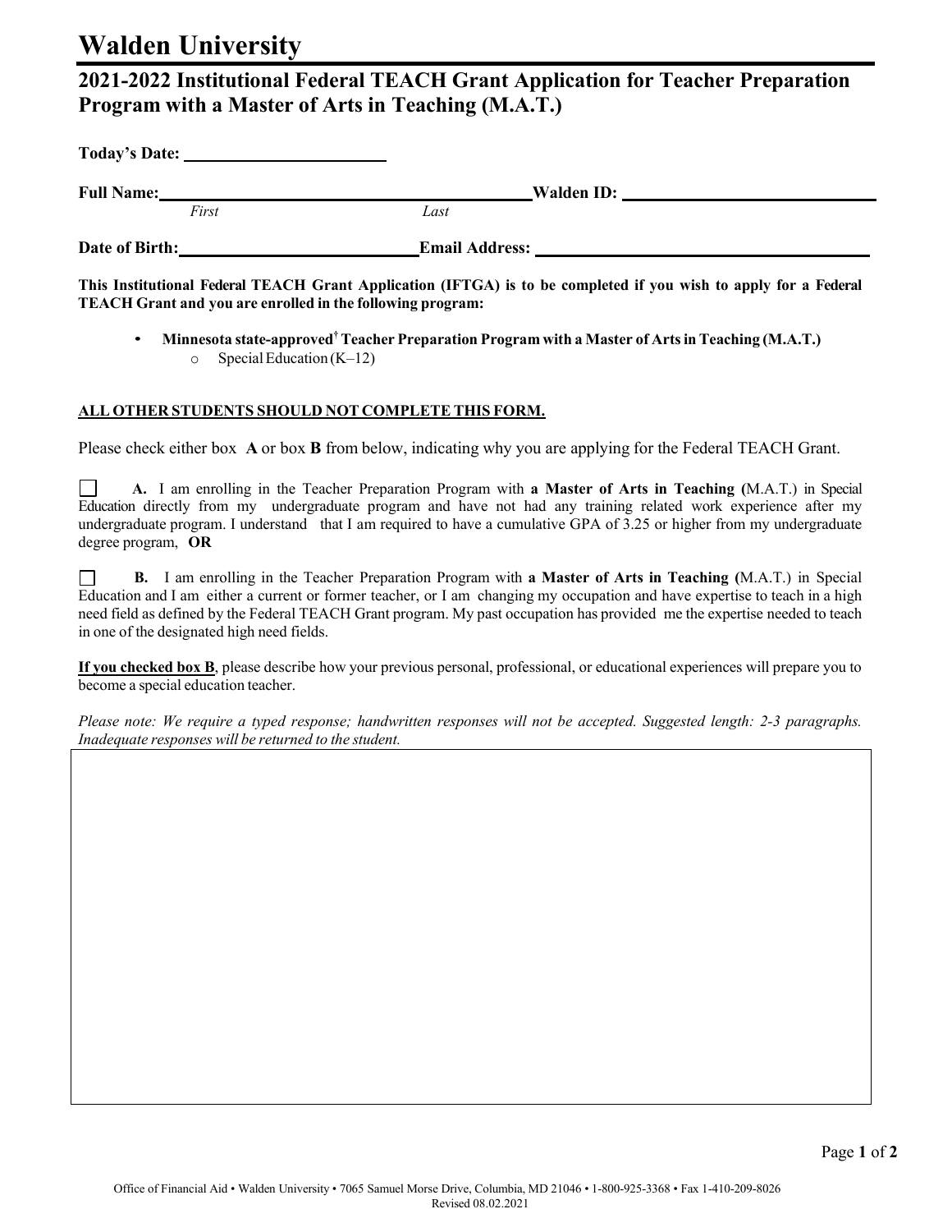# Walden University

## 2021-2022 Institutional Federal TEACH Grant Application for Teacher Preparation Program with a Master of Arts in Teaching (M.A.T.)

**Today's Date:** ______________________

**Full Name:** ______________________________________ **Walden ID:** ______________________________
*First* *Last*

**Date of Birth:** __________________________ **Email Address:** ______________________________________

**This Institutional Federal TEACH Grant Application (IFTGA) is to be completed if you wish to apply for a Federal TEACH Grant and you are enrolled in the following program:**

- **Minnesota state-approved[†] Teacher Preparation Program with a Master of Arts in Teaching (M.A.T.)**
  - Special Education (K–12)

**ALL OTHER STUDENTS SHOULD NOT COMPLETE THIS FORM.**

Please check either box **A** or box **B** from below, indicating why you are applying for the Federal TEACH Grant.

☐ **A.** I am enrolling in the Teacher Preparation Program with **a Master of Arts in Teaching (**M.A.T.) in Special Education directly from my undergraduate program and have not had any training related work experience after my undergraduate program. I understand that I am required to have a cumulative GPA of 3.25 or higher from my undergraduate degree program, **OR**

☐ **B.** I am enrolling in the Teacher Preparation Program with **a Master of Arts in Teaching (**M.A.T.) in Special Education and I am either a current or former teacher, or I am changing my occupation and have expertise to teach in a high need field as defined by the Federal TEACH Grant program. My past occupation has provided me the expertise needed to teach in one of the designated high need fields.

**If you checked box B**, please describe how your previous personal, professional, or educational experiences will prepare you to become a special education teacher.

*Please note: We require a typed response; handwritten responses will not be accepted. Suggested length: 2-3 paragraphs. Inadequate responses will be returned to the student.*

Office of Financial Aid • Walden University • 7065 Samuel Morse Drive, Columbia, MD 21046 • 1-800-925-3368 • Fax 1-410-209-8026
Revised 08.02.2021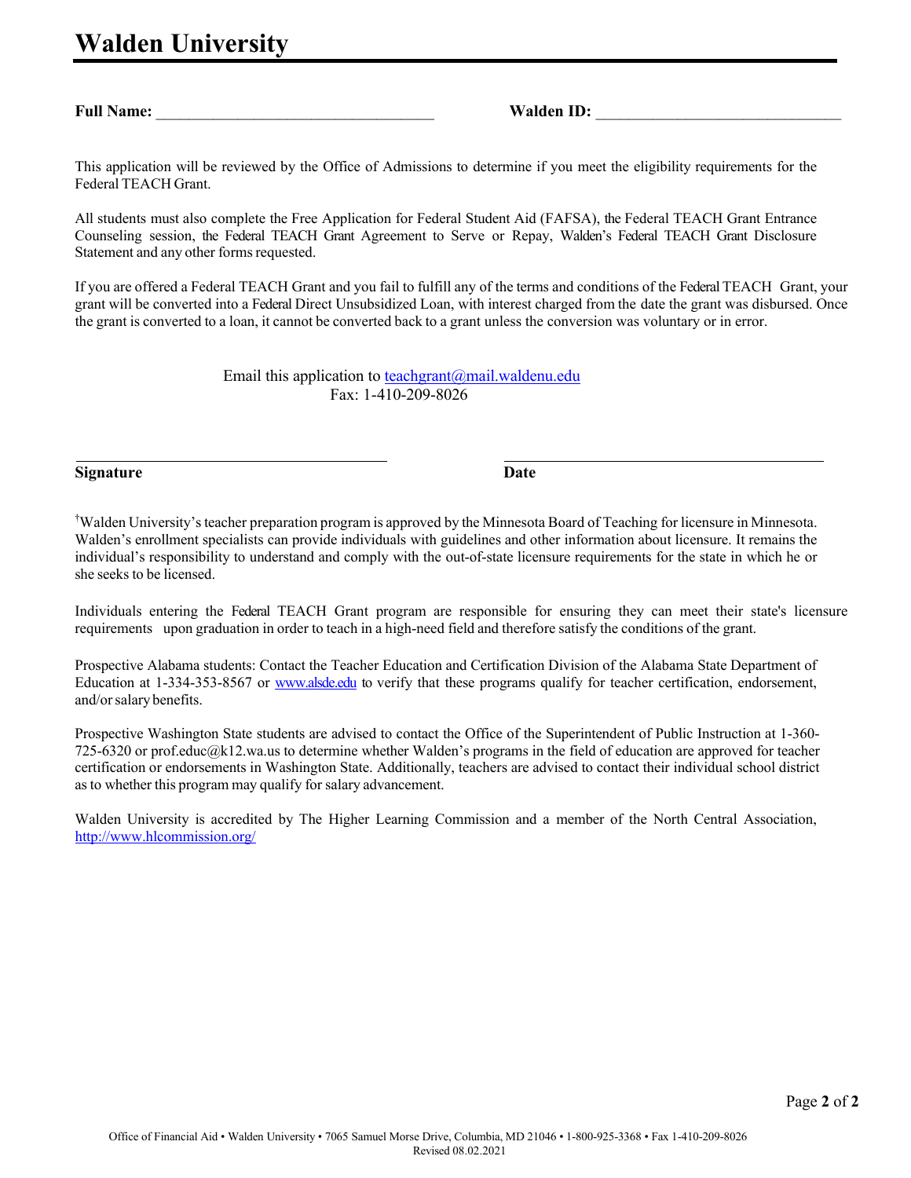# Walden University

**Full Name:** ___________________________________ **Walden ID:** _______________________________

This application will be reviewed by the Office of Admissions to determine if you meet the eligibility requirements for the Federal TEACH Grant.

All students must also complete the Free Application for Federal Student Aid (FAFSA), the Federal TEACH Grant Entrance Counseling session, the Federal TEACH Grant Agreement to Serve or Repay, Walden's Federal TEACH Grant Disclosure Statement and any other forms requested.

If you are offered a Federal TEACH Grant and you fail to fulfill any of the terms and conditions of the Federal TEACH Grant, your grant will be converted into a Federal Direct Unsubsidized Loan, with interest charged from the date the grant was disbursed. Once the grant is converted to a loan, it cannot be converted back to a grant unless the conversion was voluntary or in error.

Email this application to teachgrant@mail.waldenu.edu
Fax: 1-410-209-8026

**Signature** **Date**

†Walden University's teacher preparation program is approved by the Minnesota Board of Teaching for licensure in Minnesota. Walden's enrollment specialists can provide individuals with guidelines and other information about licensure. It remains the individual's responsibility to understand and comply with the out-of-state licensure requirements for the state in which he or she seeks to be licensed.

Individuals entering the Federal TEACH Grant program are responsible for ensuring they can meet their state's licensure requirements upon graduation in order to teach in a high-need field and therefore satisfy the conditions of the grant.

Prospective Alabama students: Contact the Teacher Education and Certification Division of the Alabama State Department of Education at 1-334-353-8567 or www.alsde.edu to verify that these programs qualify for teacher certification, endorsement, and/or salary benefits.

Prospective Washington State students are advised to contact the Office of the Superintendent of Public Instruction at 1-360-725-6320 or prof.educ@k12.wa.us to determine whether Walden's programs in the field of education are approved for teacher certification or endorsements in Washington State. Additionally, teachers are advised to contact their individual school district as to whether this program may qualify for salary advancement.

Walden University is accredited by The Higher Learning Commission and a member of the North Central Association, http://www.hlcommission.org/

Office of Financial Aid • Walden University • 7065 Samuel Morse Drive, Columbia, MD 21046 • 1-800-925-3368 • Fax 1-410-209-8026
Revised 08.02.2021